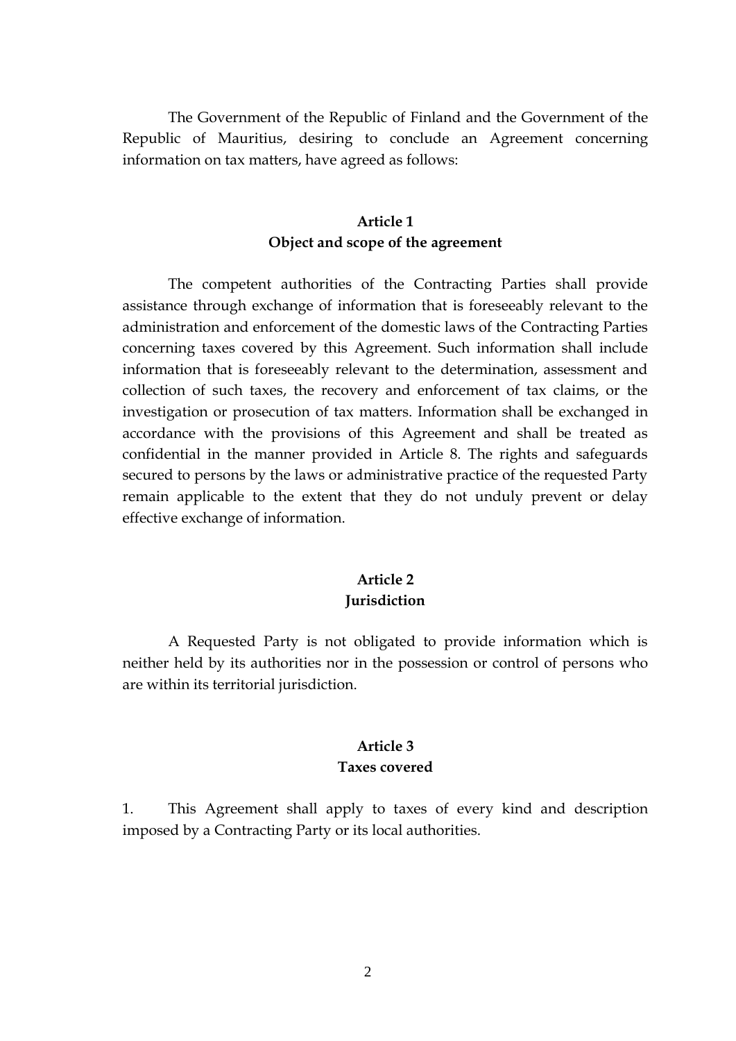The Government of the Republic of Finland and the Government of the Republic of Mauritius, desiring to conclude an Agreement concerning information on tax matters, have agreed as follows:

## Article 1
## Object and scope of the agreement

The competent authorities of the Contracting Parties shall provide assistance through exchange of information that is foreseeably relevant to the administration and enforcement of the domestic laws of the Contracting Parties concerning taxes covered by this Agreement. Such information shall include information that is foreseeably relevant to the determination, assessment and collection of such taxes, the recovery and enforcement of tax claims, or the investigation or prosecution of tax matters. Information shall be exchanged in accordance with the provisions of this Agreement and shall be treated as confidential in the manner provided in Article 8. The rights and safeguards secured to persons by the laws or administrative practice of the requested Party remain applicable to the extent that they do not unduly prevent or delay effective exchange of information.

## Article 2
## Jurisdiction

A Requested Party is not obligated to provide information which is neither held by its authorities nor in the possession or control of persons who are within its territorial jurisdiction.

## Article 3
## Taxes covered

1. This Agreement shall apply to taxes of every kind and description imposed by a Contracting Party or its local authorities.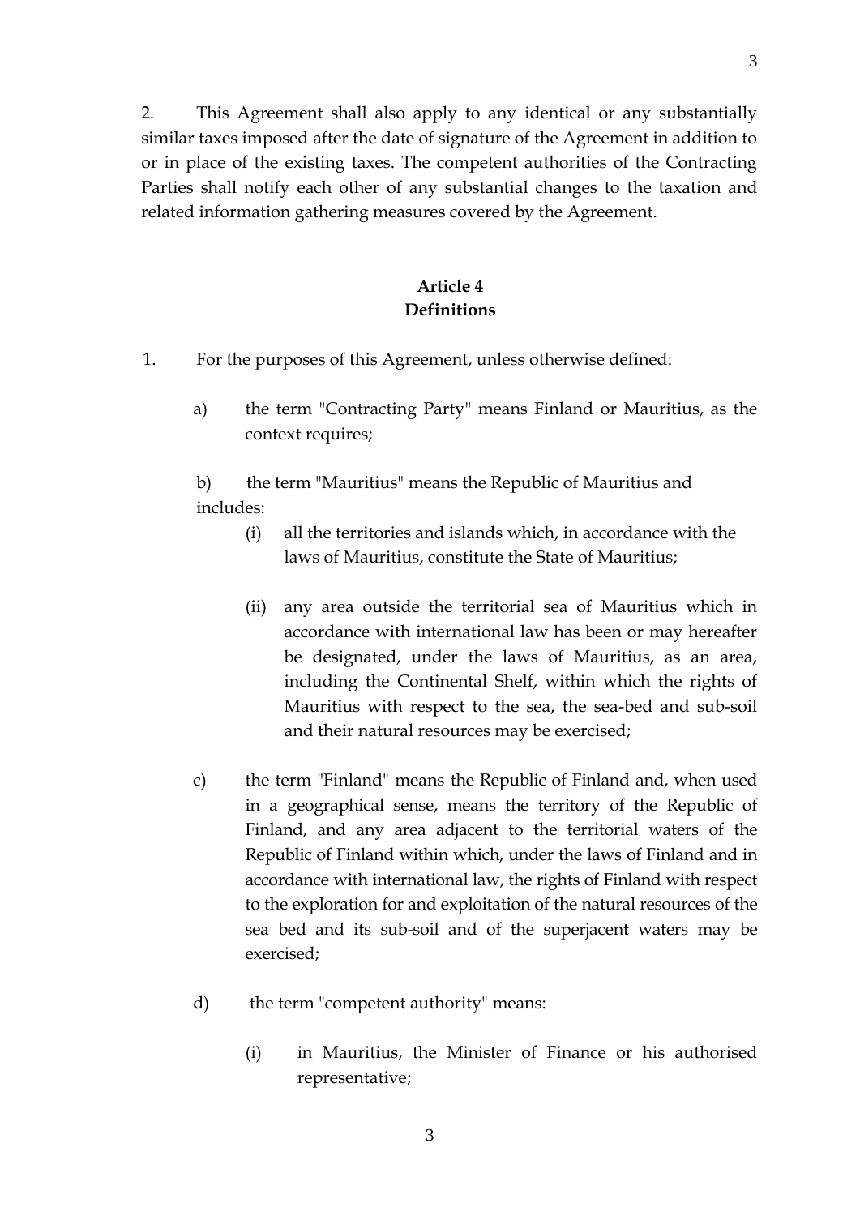2. This Agreement shall also apply to any identical or any substantially similar taxes imposed after the date of signature of the Agreement in addition to or in place of the existing taxes. The competent authorities of the Contracting Parties shall notify each other of any substantial changes to the taxation and related information gathering measures covered by the Agreement.

### Article 4
### Definitions

1. For the purposes of this Agreement, unless otherwise defined:

   a) the term "Contracting Party" means Finland or Mauritius, as the context requires;

   b) the term "Mauritius" means the Republic of Mauritius and includes:

      (i) all the territories and islands which, in accordance with the laws of Mauritius, constitute the State of Mauritius;

      (ii) any area outside the territorial sea of Mauritius which in accordance with international law has been or may hereafter be designated, under the laws of Mauritius, as an area, including the Continental Shelf, within which the rights of Mauritius with respect to the sea, the sea-bed and sub-soil and their natural resources may be exercised;

   c) the term "Finland" means the Republic of Finland and, when used in a geographical sense, means the territory of the Republic of Finland, and any area adjacent to the territorial waters of the Republic of Finland within which, under the laws of Finland and in accordance with international law, the rights of Finland with respect to the exploration for and exploitation of the natural resources of the sea bed and its sub-soil and of the superjacent waters may be exercised;

   d) the term "competent authority" means:

      (i) in Mauritius, the Minister of Finance or his authorised representative;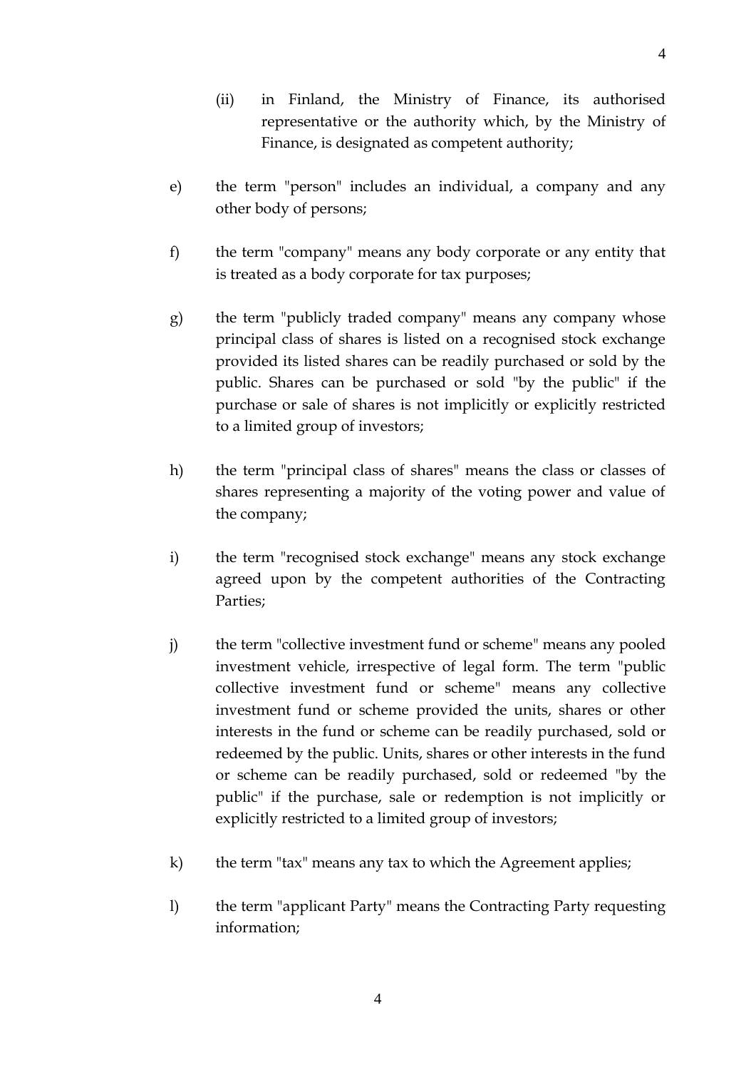(ii) in Finland, the Ministry of Finance, its authorised representative or the authority which, by the Ministry of Finance, is designated as competent authority;

e) the term "person" includes an individual, a company and any other body of persons;

f) the term "company" means any body corporate or any entity that is treated as a body corporate for tax purposes;

g) the term "publicly traded company" means any company whose principal class of shares is listed on a recognised stock exchange provided its listed shares can be readily purchased or sold by the public. Shares can be purchased or sold "by the public" if the purchase or sale of shares is not implicitly or explicitly restricted to a limited group of investors;

h) the term "principal class of shares" means the class or classes of shares representing a majority of the voting power and value of the company;

i) the term "recognised stock exchange" means any stock exchange agreed upon by the competent authorities of the Contracting Parties;

j) the term "collective investment fund or scheme" means any pooled investment vehicle, irrespective of legal form. The term "public collective investment fund or scheme" means any collective investment fund or scheme provided the units, shares or other interests in the fund or scheme can be readily purchased, sold or redeemed by the public. Units, shares or other interests in the fund or scheme can be readily purchased, sold or redeemed "by the public" if the purchase, sale or redemption is not implicitly or explicitly restricted to a limited group of investors;

k) the term "tax" means any tax to which the Agreement applies;

l) the term "applicant Party" means the Contracting Party requesting information;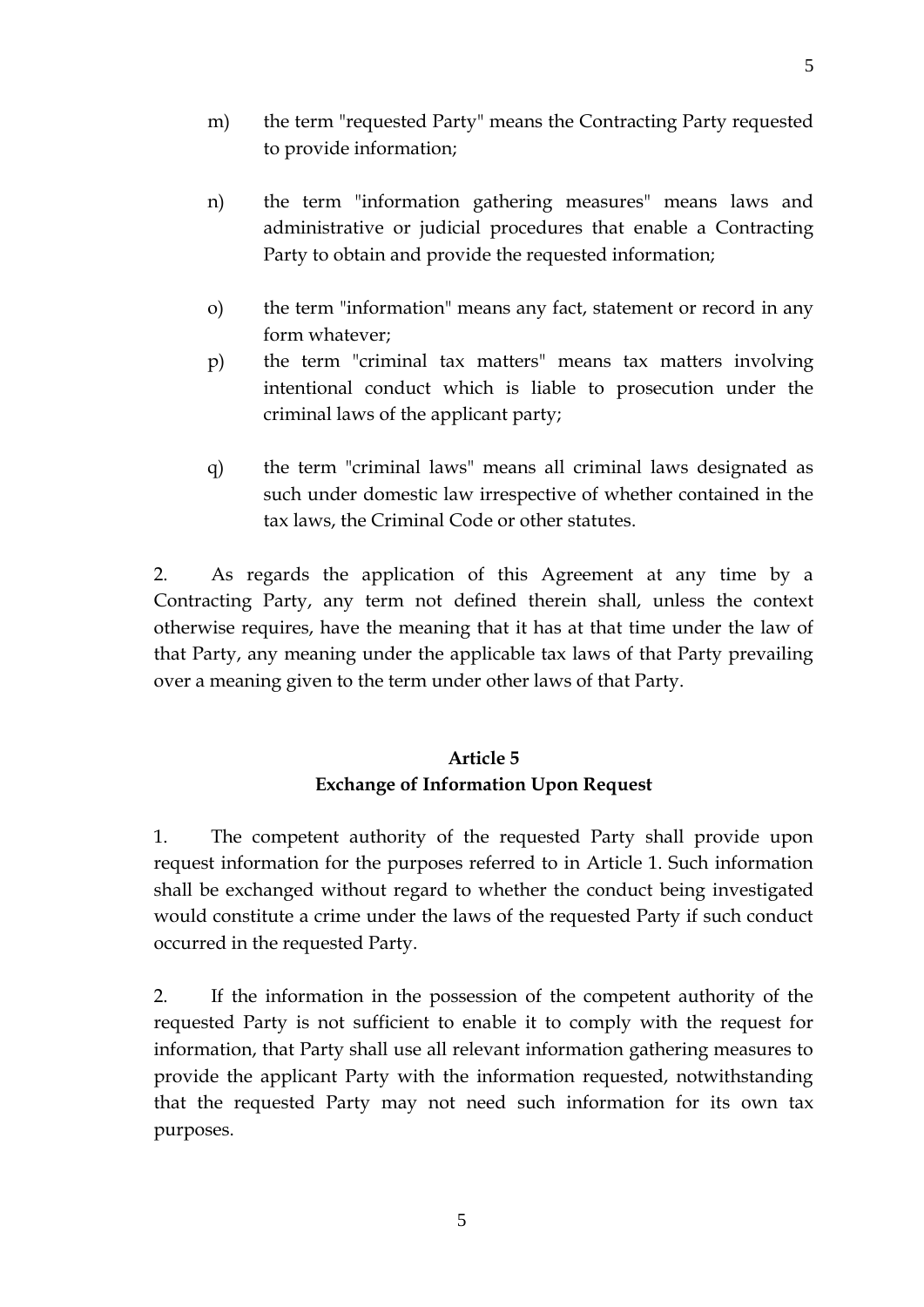m) the term "requested Party" means the Contracting Party requested to provide information;

n) the term "information gathering measures" means laws and administrative or judicial procedures that enable a Contracting Party to obtain and provide the requested information;

o) the term "information" means any fact, statement or record in any form whatever;

p) the term "criminal tax matters" means tax matters involving intentional conduct which is liable to prosecution under the criminal laws of the applicant party;

q) the term "criminal laws" means all criminal laws designated as such under domestic law irrespective of whether contained in the tax laws, the Criminal Code or other statutes.

2. As regards the application of this Agreement at any time by a Contracting Party, any term not defined therein shall, unless the context otherwise requires, have the meaning that it has at that time under the law of that Party, any meaning under the applicable tax laws of that Party prevailing over a meaning given to the term under other laws of that Party.

**Article 5**
**Exchange of Information Upon Request**

1. The competent authority of the requested Party shall provide upon request information for the purposes referred to in Article 1. Such information shall be exchanged without regard to whether the conduct being investigated would constitute a crime under the laws of the requested Party if such conduct occurred in the requested Party.

2. If the information in the possession of the competent authority of the requested Party is not sufficient to enable it to comply with the request for information, that Party shall use all relevant information gathering measures to provide the applicant Party with the information requested, notwithstanding that the requested Party may not need such information for its own tax purposes.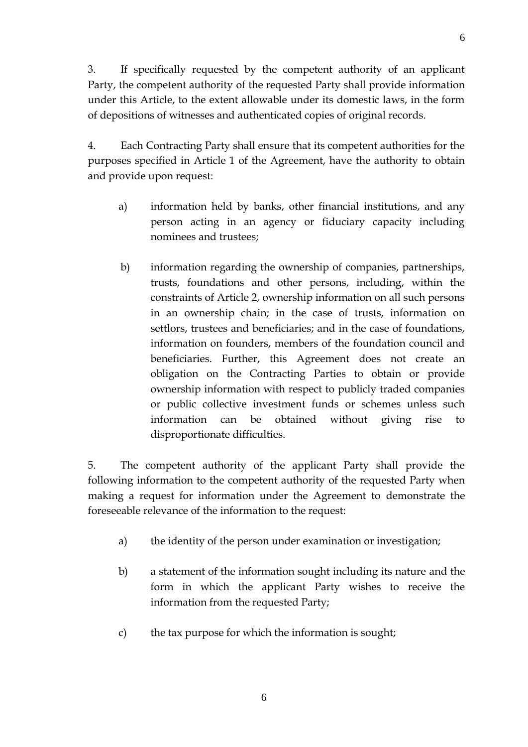3. If specifically requested by the competent authority of an applicant Party, the competent authority of the requested Party shall provide information under this Article, to the extent allowable under its domestic laws, in the form of depositions of witnesses and authenticated copies of original records.

4. Each Contracting Party shall ensure that its competent authorities for the purposes specified in Article 1 of the Agreement, have the authority to obtain and provide upon request:

a) information held by banks, other financial institutions, and any person acting in an agency or fiduciary capacity including nominees and trustees;

b) information regarding the ownership of companies, partnerships, trusts, foundations and other persons, including, within the constraints of Article 2, ownership information on all such persons in an ownership chain; in the case of trusts, information on settlors, trustees and beneficiaries; and in the case of foundations, information on founders, members of the foundation council and beneficiaries. Further, this Agreement does not create an obligation on the Contracting Parties to obtain or provide ownership information with respect to publicly traded companies or public collective investment funds or schemes unless such information can be obtained without giving rise to disproportionate difficulties.

5. The competent authority of the applicant Party shall provide the following information to the competent authority of the requested Party when making a request for information under the Agreement to demonstrate the foreseeable relevance of the information to the request:

a) the identity of the person under examination or investigation;

b) a statement of the information sought including its nature and the form in which the applicant Party wishes to receive the information from the requested Party;

c) the tax purpose for which the information is sought;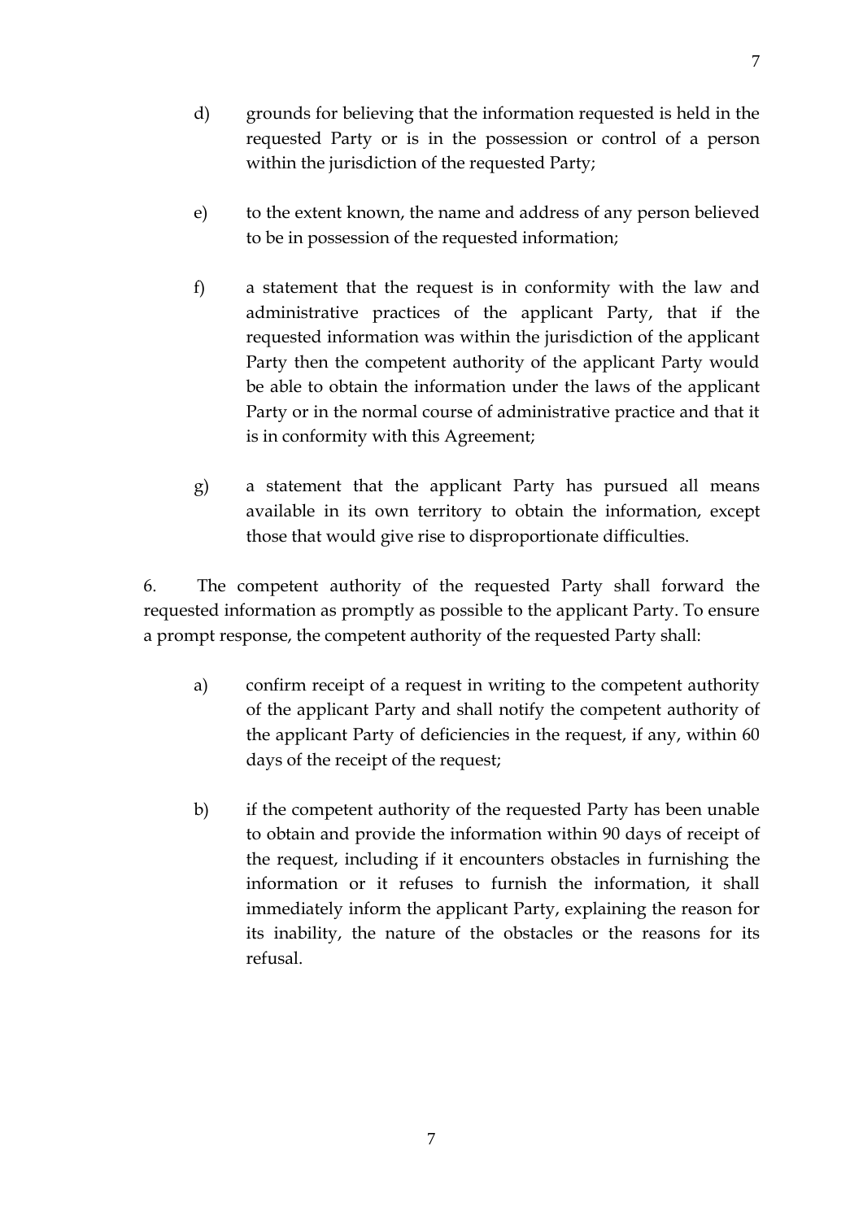d) grounds for believing that the information requested is held in the requested Party or is in the possession or control of a person within the jurisdiction of the requested Party;

e) to the extent known, the name and address of any person believed to be in possession of the requested information;

f) a statement that the request is in conformity with the law and administrative practices of the applicant Party, that if the requested information was within the jurisdiction of the applicant Party then the competent authority of the applicant Party would be able to obtain the information under the laws of the applicant Party or in the normal course of administrative practice and that it is in conformity with this Agreement;

g) a statement that the applicant Party has pursued all means available in its own territory to obtain the information, except those that would give rise to disproportionate difficulties.

6. The competent authority of the requested Party shall forward the requested information as promptly as possible to the applicant Party. To ensure a prompt response, the competent authority of the requested Party shall:

a) confirm receipt of a request in writing to the competent authority of the applicant Party and shall notify the competent authority of the applicant Party of deficiencies in the request, if any, within 60 days of the receipt of the request;

b) if the competent authority of the requested Party has been unable to obtain and provide the information within 90 days of receipt of the request, including if it encounters obstacles in furnishing the information or it refuses to furnish the information, it shall immediately inform the applicant Party, explaining the reason for its inability, the nature of the obstacles or the reasons for its refusal.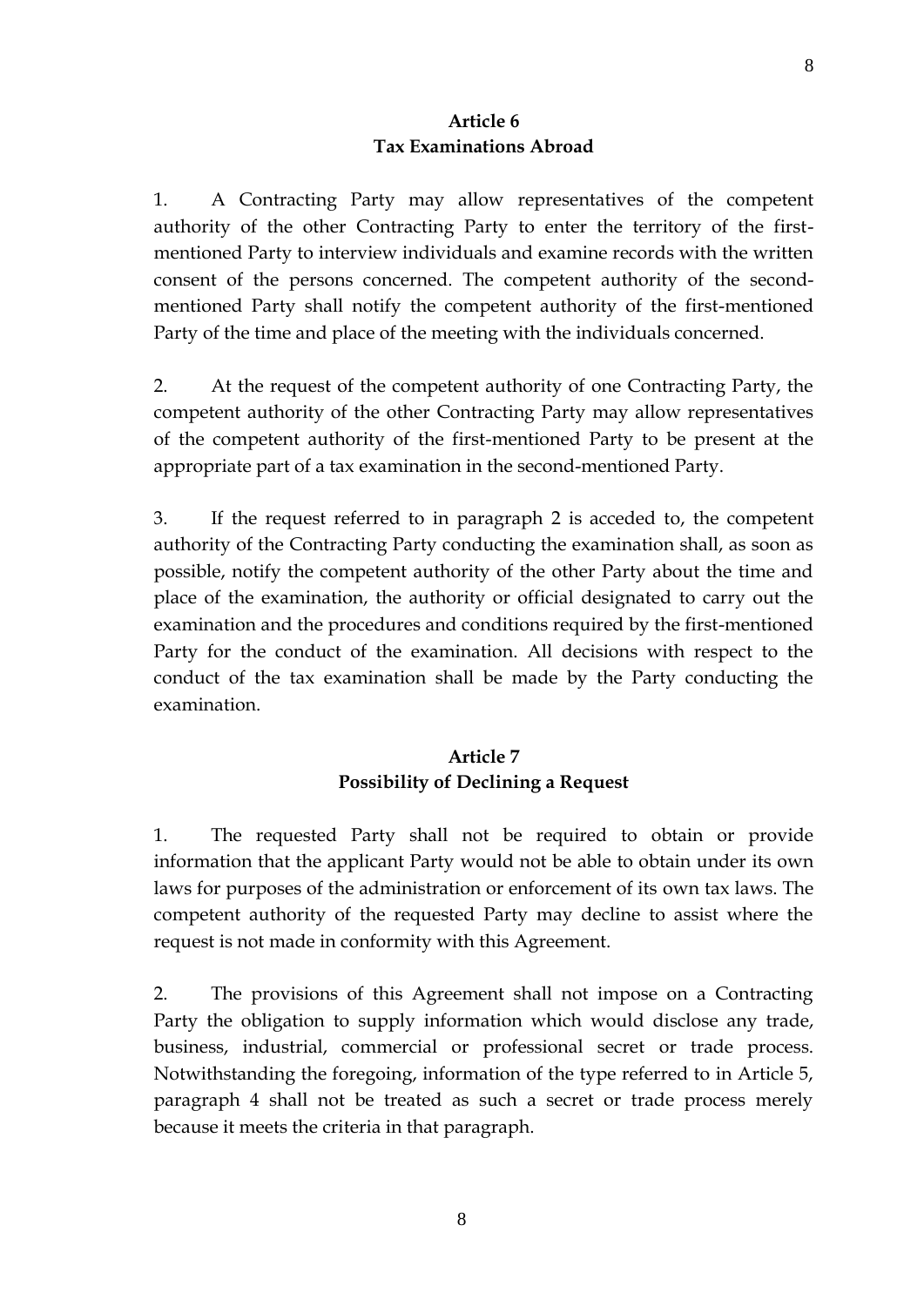## Article 6
## Tax Examinations Abroad

1. A Contracting Party may allow representatives of the competent authority of the other Contracting Party to enter the territory of the first-mentioned Party to interview individuals and examine records with the written consent of the persons concerned. The competent authority of the second-mentioned Party shall notify the competent authority of the first-mentioned Party of the time and place of the meeting with the individuals concerned.

2. At the request of the competent authority of one Contracting Party, the competent authority of the other Contracting Party may allow representatives of the competent authority of the first-mentioned Party to be present at the appropriate part of a tax examination in the second-mentioned Party.

3. If the request referred to in paragraph 2 is acceded to, the competent authority of the Contracting Party conducting the examination shall, as soon as possible, notify the competent authority of the other Party about the time and place of the examination, the authority or official designated to carry out the examination and the procedures and conditions required by the first-mentioned Party for the conduct of the examination. All decisions with respect to the conduct of the tax examination shall be made by the Party conducting the examination.

## Article 7
## Possibility of Declining a Request

1. The requested Party shall not be required to obtain or provide information that the applicant Party would not be able to obtain under its own laws for purposes of the administration or enforcement of its own tax laws. The competent authority of the requested Party may decline to assist where the request is not made in conformity with this Agreement.

2. The provisions of this Agreement shall not impose on a Contracting Party the obligation to supply information which would disclose any trade, business, industrial, commercial or professional secret or trade process. Notwithstanding the foregoing, information of the type referred to in Article 5, paragraph 4 shall not be treated as such a secret or trade process merely because it meets the criteria in that paragraph.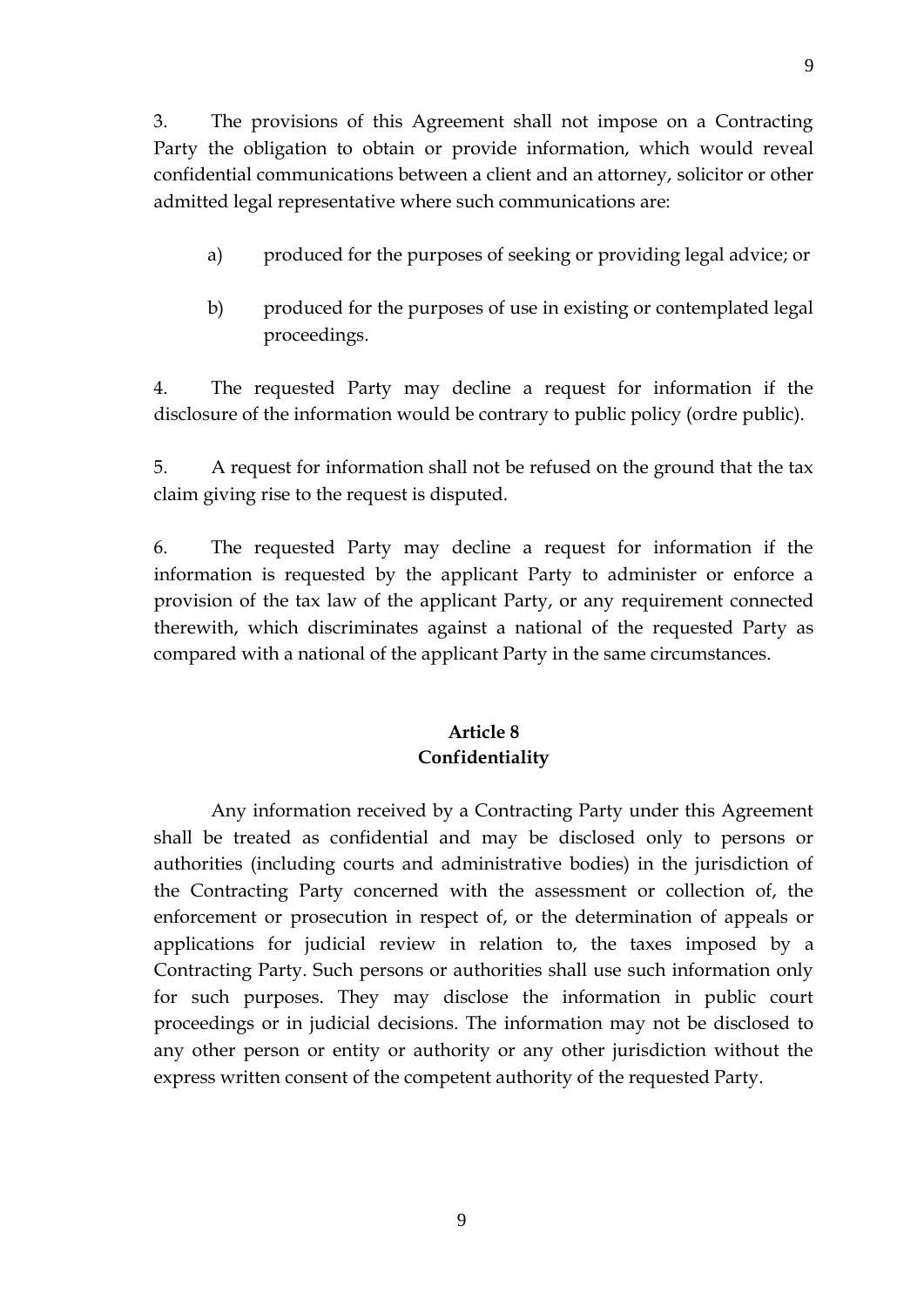3. The provisions of this Agreement shall not impose on a Contracting Party the obligation to obtain or provide information, which would reveal confidential communications between a client and an attorney, solicitor or other admitted legal representative where such communications are:

a) produced for the purposes of seeking or providing legal advice; or

b) produced for the purposes of use in existing or contemplated legal proceedings.

4. The requested Party may decline a request for information if the disclosure of the information would be contrary to public policy (ordre public).

5. A request for information shall not be refused on the ground that the tax claim giving rise to the request is disputed.

6. The requested Party may decline a request for information if the information is requested by the applicant Party to administer or enforce a provision of the tax law of the applicant Party, or any requirement connected therewith, which discriminates against a national of the requested Party as compared with a national of the applicant Party in the same circumstances.

## Article 8
## Confidentiality

Any information received by a Contracting Party under this Agreement shall be treated as confidential and may be disclosed only to persons or authorities (including courts and administrative bodies) in the jurisdiction of the Contracting Party concerned with the assessment or collection of, the enforcement or prosecution in respect of, or the determination of appeals or applications for judicial review in relation to, the taxes imposed by a Contracting Party. Such persons or authorities shall use such information only for such purposes. They may disclose the information in public court proceedings or in judicial decisions. The information may not be disclosed to any other person or entity or authority or any other jurisdiction without the express written consent of the competent authority of the requested Party.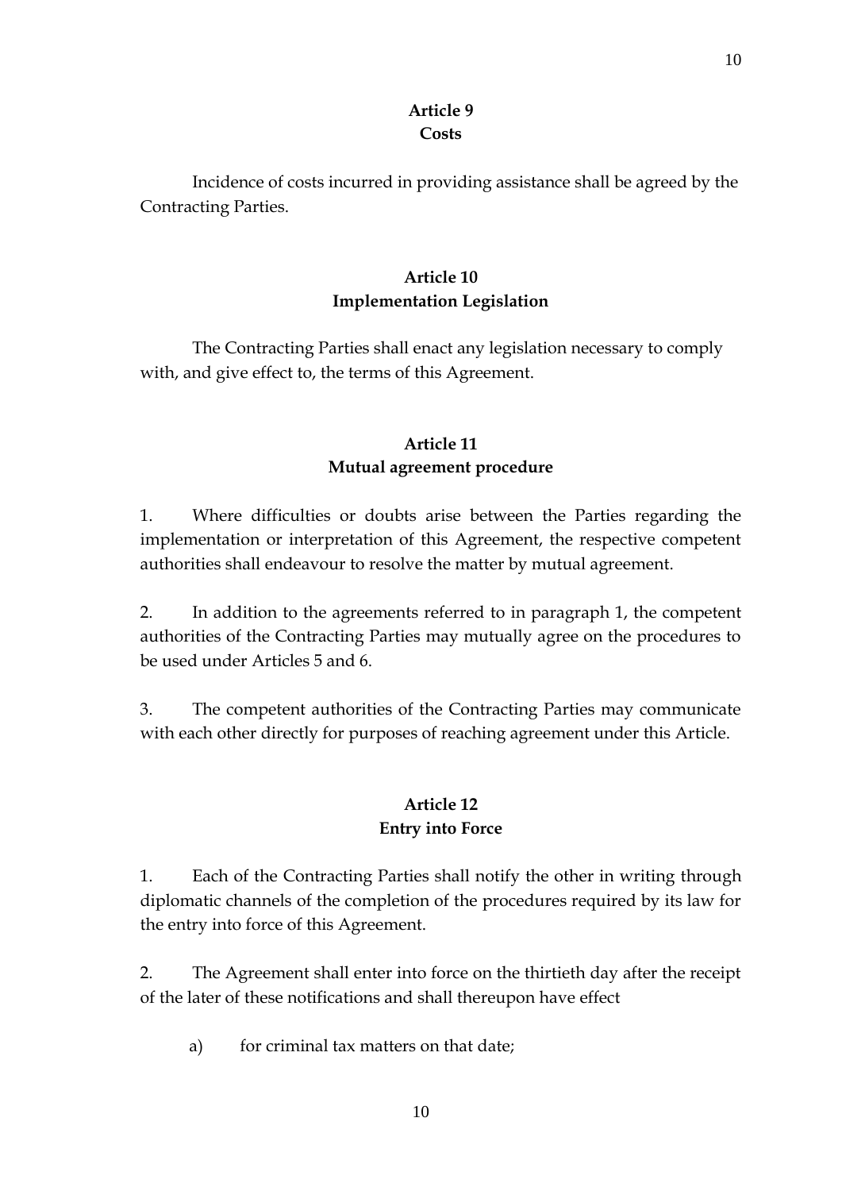## Article 9
## Costs

Incidence of costs incurred in providing assistance shall be agreed by the Contracting Parties.

## Article 10
## Implementation Legislation

The Contracting Parties shall enact any legislation necessary to comply with, and give effect to, the terms of this Agreement.

## Article 11
## Mutual agreement procedure

1. Where difficulties or doubts arise between the Parties regarding the implementation or interpretation of this Agreement, the respective competent authorities shall endeavour to resolve the matter by mutual agreement.

2. In addition to the agreements referred to in paragraph 1, the competent authorities of the Contracting Parties may mutually agree on the procedures to be used under Articles 5 and 6.

3. The competent authorities of the Contracting Parties may communicate with each other directly for purposes of reaching agreement under this Article.

## Article 12
## Entry into Force

1. Each of the Contracting Parties shall notify the other in writing through diplomatic channels of the completion of the procedures required by its law for the entry into force of this Agreement.

2. The Agreement shall enter into force on the thirtieth day after the receipt of the later of these notifications and shall thereupon have effect

a) for criminal tax matters on that date;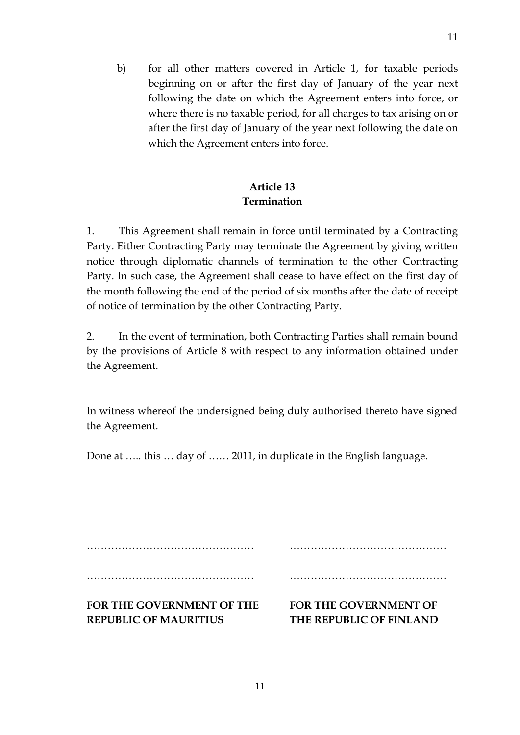b) for all other matters covered in Article 1, for taxable periods beginning on or after the first day of January of the year next following the date on which the Agreement enters into force, or where there is no taxable period, for all charges to tax arising on or after the first day of January of the year next following the date on which the Agreement enters into force.

**Article 13**
**Termination**

1. This Agreement shall remain in force until terminated by a Contracting Party. Either Contracting Party may terminate the Agreement by giving written notice through diplomatic channels of termination to the other Contracting Party. In such case, the Agreement shall cease to have effect on the first day of the month following the end of the period of six months after the date of receipt of notice of termination by the other Contracting Party.

2. In the event of termination, both Contracting Parties shall remain bound by the provisions of Article 8 with respect to any information obtained under the Agreement.

In witness whereof the undersigned being duly authorised thereto have signed the Agreement.

Done at ….. this … day of …… 2011, in duplicate in the English language.

| | |
|---|---|
| ………………………………………… | ……………………………………… |
| ………………………………………… | ……………………………………… |
| **FOR THE GOVERNMENT OF THE REPUBLIC OF MAURITIUS** | **FOR THE GOVERNMENT OF THE REPUBLIC OF FINLAND** |